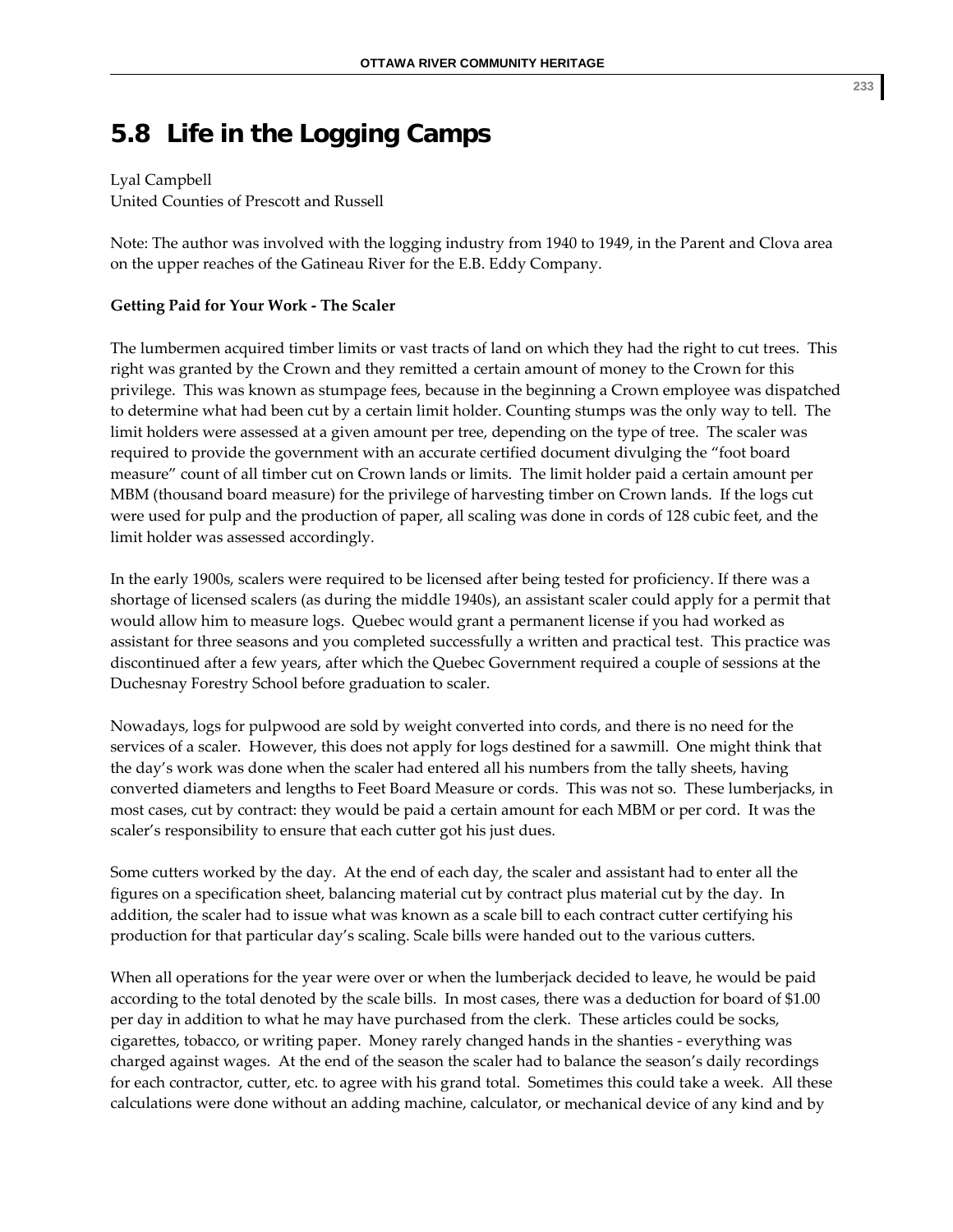# 5.8 Life in the Logging Camps

Lyal Campbell
United Counties of Prescott and Russell

Note: The author was involved with the logging industry from 1940 to 1949, in the Parent and Clova area on the upper reaches of the Gatineau River for the E.B. Eddy Company.

**Getting Paid for Your Work - The Scaler**

The lumbermen acquired timber limits or vast tracts of land on which they had the right to cut trees. This right was granted by the Crown and they remitted a certain amount of money to the Crown for this privilege. This was known as stumpage fees, because in the beginning a Crown employee was dispatched to determine what had been cut by a certain limit holder. Counting stumps was the only way to tell. The limit holders were assessed at a given amount per tree, depending on the type of tree. The scaler was required to provide the government with an accurate certified document divulging the "foot board measure" count of all timber cut on Crown lands or limits. The limit holder paid a certain amount per MBM (thousand board measure) for the privilege of harvesting timber on Crown lands. If the logs cut were used for pulp and the production of paper, all scaling was done in cords of 128 cubic feet, and the limit holder was assessed accordingly.

In the early 1900s, scalers were required to be licensed after being tested for proficiency. If there was a shortage of licensed scalers (as during the middle 1940s), an assistant scaler could apply for a permit that would allow him to measure logs. Quebec would grant a permanent license if you had worked as assistant for three seasons and you completed successfully a written and practical test. This practice was discontinued after a few years, after which the Quebec Government required a couple of sessions at the Duchesnay Forestry School before graduation to scaler.

Nowadays, logs for pulpwood are sold by weight converted into cords, and there is no need for the services of a scaler. However, this does not apply for logs destined for a sawmill. One might think that the day's work was done when the scaler had entered all his numbers from the tally sheets, having converted diameters and lengths to Feet Board Measure or cords. This was not so. These lumberjacks, in most cases, cut by contract: they would be paid a certain amount for each MBM or per cord. It was the scaler's responsibility to ensure that each cutter got his just dues.

Some cutters worked by the day. At the end of each day, the scaler and assistant had to enter all the figures on a specification sheet, balancing material cut by contract plus material cut by the day. In addition, the scaler had to issue what was known as a scale bill to each contract cutter certifying his production for that particular day's scaling. Scale bills were handed out to the various cutters.

When all operations for the year were over or when the lumberjack decided to leave, he would be paid according to the total denoted by the scale bills. In most cases, there was a deduction for board of $1.00 per day in addition to what he may have purchased from the clerk. These articles could be socks, cigarettes, tobacco, or writing paper. Money rarely changed hands in the shanties - everything was charged against wages. At the end of the season the scaler had to balance the season's daily recordings for each contractor, cutter, etc. to agree with his grand total. Sometimes this could take a week. All these calculations were done without an adding machine, calculator, or mechanical device of any kind and by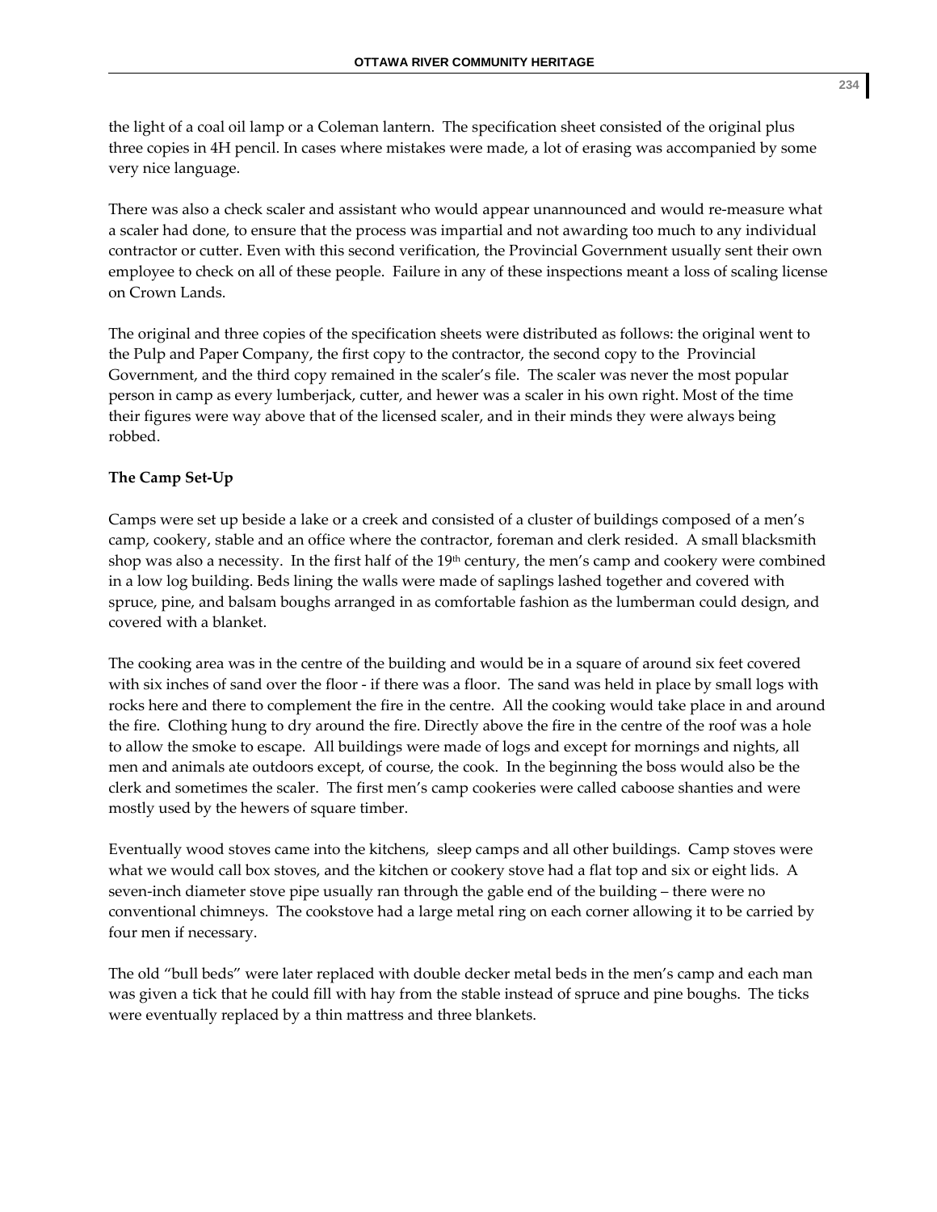the light of a coal oil lamp or a Coleman lantern. The specification sheet consisted of the original plus three copies in 4H pencil. In cases where mistakes were made, a lot of erasing was accompanied by some very nice language.

There was also a check scaler and assistant who would appear unannounced and would re-measure what a scaler had done, to ensure that the process was impartial and not awarding too much to any individual contractor or cutter. Even with this second verification, the Provincial Government usually sent their own employee to check on all of these people. Failure in any of these inspections meant a loss of scaling license on Crown Lands.

The original and three copies of the specification sheets were distributed as follows: the original went to the Pulp and Paper Company, the first copy to the contractor, the second copy to the Provincial Government, and the third copy remained in the scaler's file. The scaler was never the most popular person in camp as every lumberjack, cutter, and hewer was a scaler in his own right. Most of the time their figures were way above that of the licensed scaler, and in their minds they were always being robbed.

**The Camp Set-Up**

Camps were set up beside a lake or a creek and consisted of a cluster of buildings composed of a men's camp, cookery, stable and an office where the contractor, foreman and clerk resided. A small blacksmith shop was also a necessity. In the first half of the 19th century, the men's camp and cookery were combined in a low log building. Beds lining the walls were made of saplings lashed together and covered with spruce, pine, and balsam boughs arranged in as comfortable fashion as the lumberman could design, and covered with a blanket.

The cooking area was in the centre of the building and would be in a square of around six feet covered with six inches of sand over the floor - if there was a floor. The sand was held in place by small logs with rocks here and there to complement the fire in the centre. All the cooking would take place in and around the fire. Clothing hung to dry around the fire. Directly above the fire in the centre of the roof was a hole to allow the smoke to escape. All buildings were made of logs and except for mornings and nights, all men and animals ate outdoors except, of course, the cook. In the beginning the boss would also be the clerk and sometimes the scaler. The first men's camp cookeries were called caboose shanties and were mostly used by the hewers of square timber.

Eventually wood stoves came into the kitchens, sleep camps and all other buildings. Camp stoves were what we would call box stoves, and the kitchen or cookery stove had a flat top and six or eight lids. A seven-inch diameter stove pipe usually ran through the gable end of the building – there were no conventional chimneys. The cookstove had a large metal ring on each corner allowing it to be carried by four men if necessary.

The old "bull beds" were later replaced with double decker metal beds in the men's camp and each man was given a tick that he could fill with hay from the stable instead of spruce and pine boughs. The ticks were eventually replaced by a thin mattress and three blankets.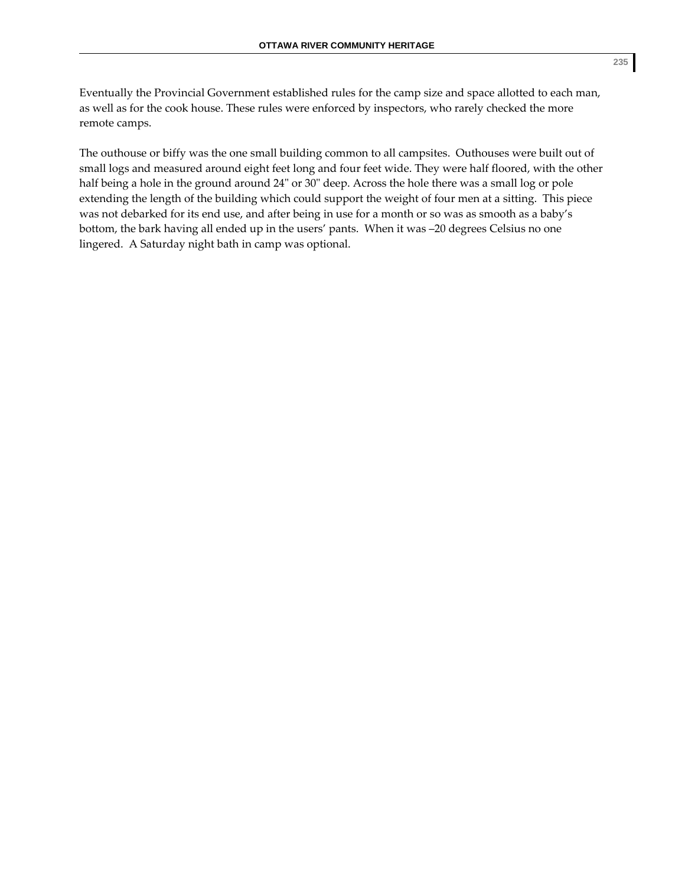Eventually the Provincial Government established rules for the camp size and space allotted to each man, as well as for the cook house. These rules were enforced by inspectors, who rarely checked the more remote camps.

The outhouse or biffy was the one small building common to all campsites. Outhouses were built out of small logs and measured around eight feet long and four feet wide. They were half floored, with the other half being a hole in the ground around 24" or 30" deep. Across the hole there was a small log or pole extending the length of the building which could support the weight of four men at a sitting. This piece was not debarked for its end use, and after being in use for a month or so was as smooth as a baby's bottom, the bark having all ended up in the users' pants. When it was –20 degrees Celsius no one lingered. A Saturday night bath in camp was optional.